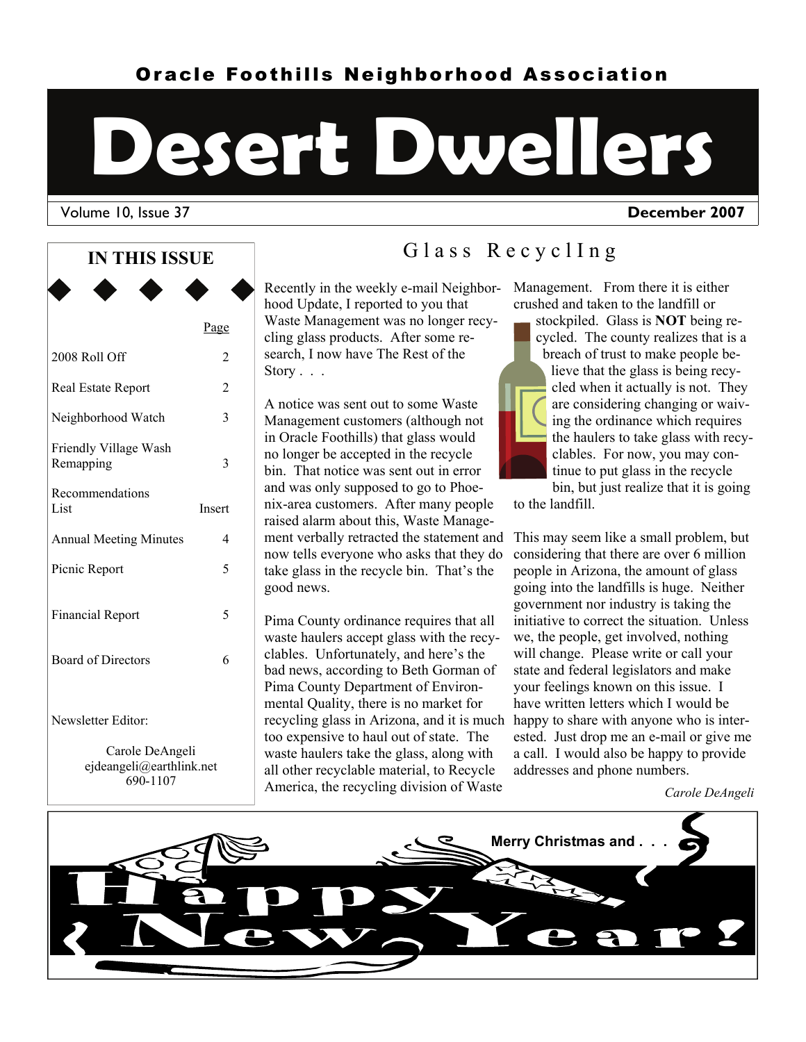Oracle Foothills Neighborhood Association

# Desert Dwellers

Volume 10, Issue 37 **December 2007**

## IN THIS ISSUE

| | Page |
|---|---|
| 2008 Roll Off | 2 |
| Real Estate Report | 2 |
| Neighborhood Watch | 3 |
| Friendly Village Wash Remapping | 3 |
| Recommendations List | Insert |
| Annual Meeting Minutes | 4 |
| Picnic Report | 5 |
| Financial Report | 5 |
| Board of Directors | 6 |

Newsletter Editor:

Carole DeAngeli
ejdeangeli@earthlink.net
690-1107

## Glass RecyclIng

Recently in the weekly e-mail Neighborhood Update, I reported to you that Waste Management was no longer recycling glass products. After some research, I now have The Rest of the Story . . .

A notice was sent out to some Waste Management customers (although not in Oracle Foothills) that glass would no longer be accepted in the recycle bin. That notice was sent out in error and was only supposed to go to Phoenix-area customers. After many people raised alarm about this, Waste Management verbally retracted the statement and now tells everyone who asks that they do take glass in the recycle bin. That's the good news.

Pima County ordinance requires that all waste haulers accept glass with the recyclables. Unfortunately, and here's the bad news, according to Beth Gorman of Pima County Department of Environmental Quality, there is no market for recycling glass in Arizona, and it is much too expensive to haul out of state. The waste haulers take the glass, along with all other recyclable material, to Recycle America, the recycling division of Waste Management. From there it is either crushed and taken to the landfill or stockpiled. Glass is **NOT** being recycled. The county realizes that is a breach of trust to make people believe that the glass is being recycled when it actually is not. They are considering changing or waiving the ordinance which requires the haulers to take glass with recyclables. For now, you may continue to put glass in the recycle bin, but just realize that it is going to the landfill.

This may seem like a small problem, but considering that there are over 6 million people in Arizona, the amount of glass going into the landfills is huge. Neither government nor industry is taking the initiative to correct the situation. Unless we, the people, get involved, nothing will change. Please write or call your state and federal legislators and make your feelings known on this issue. I have written letters which I would be happy to share with anyone who is interested. Just drop me an e-mail or give me a call. I would also be happy to provide addresses and phone numbers.

*Carole DeAngeli*

Merry Christmas and . . .

Happy New Year!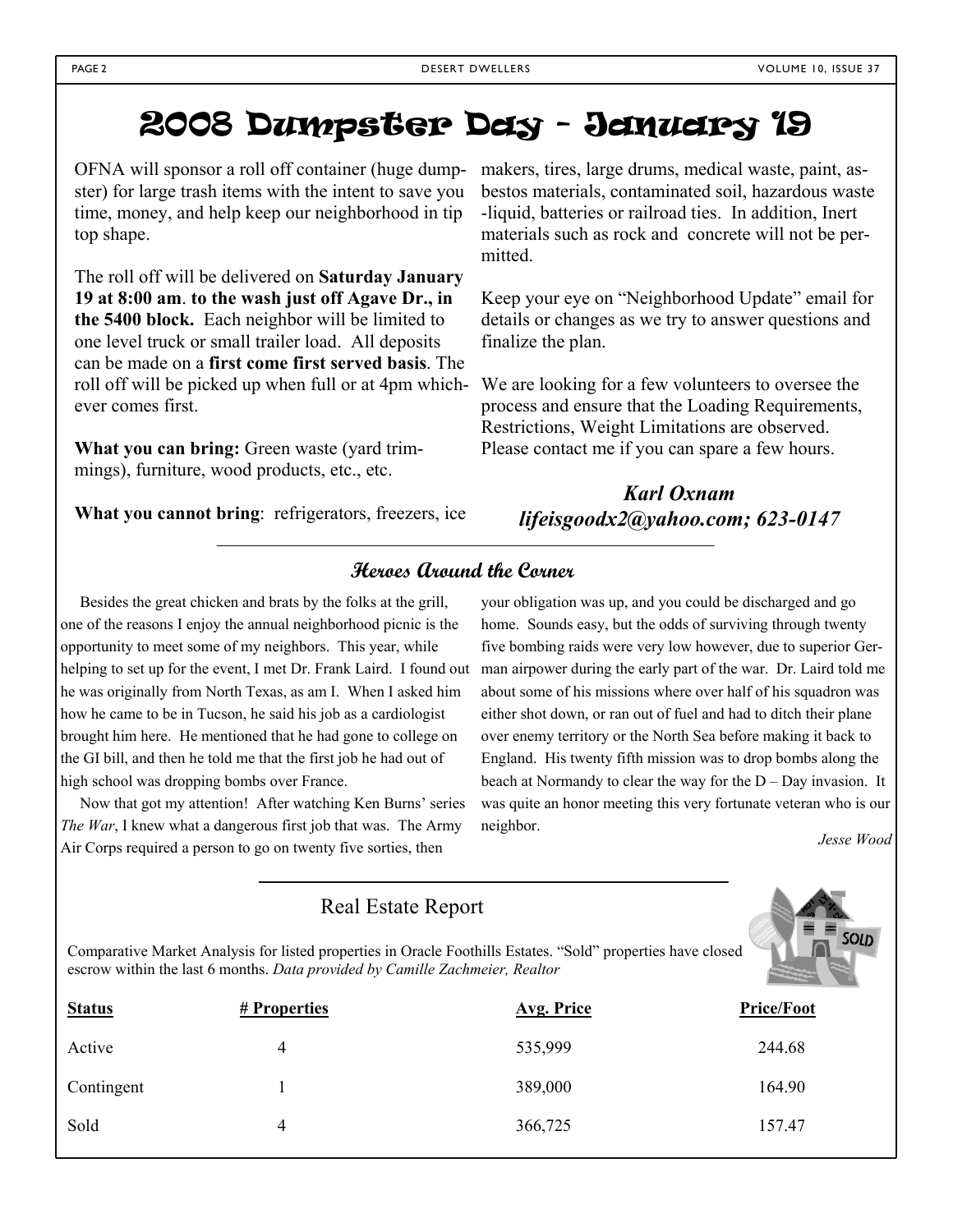# 2008 Dumpster Day - January 19

OFNA will sponsor a roll off container (huge dumpster) for large trash items with the intent to save you time, money, and help keep our neighborhood in tip top shape.

The roll off will be delivered on **Saturday January 19 at 8:00 am**. **to the wash just off Agave Dr., in the 5400 block.** Each neighbor will be limited to one level truck or small trailer load. All deposits can be made on a **first come first served basis**. The roll off will be picked up when full or at 4pm whichever comes first.

**What you can bring:** Green waste (yard trimmings), furniture, wood products, etc., etc.

**What you cannot bring**: refrigerators, freezers, ice makers, tires, large drums, medical waste, paint, asbestos materials, contaminated soil, hazardous waste -liquid, batteries or railroad ties. In addition, Inert materials such as rock and concrete will not be permitted.

Keep your eye on "Neighborhood Update" email for details or changes as we try to answer questions and finalize the plan.

We are looking for a few volunteers to oversee the process and ensure that the Loading Requirements, Restrictions, Weight Limitations are observed. Please contact me if you can spare a few hours.

***Karl Oxnam***
***lifeisgoodx2@yahoo.com; 623-0147***

---

## Heroes Around the Corner

Besides the great chicken and brats by the folks at the grill, one of the reasons I enjoy the annual neighborhood picnic is the opportunity to meet some of my neighbors. This year, while helping to set up for the event, I met Dr. Frank Laird. I found out he was originally from North Texas, as am I. When I asked him how he came to be in Tucson, he said his job as a cardiologist brought him here. He mentioned that he had gone to college on the GI bill, and then he told me that the first job he had out of high school was dropping bombs over France.

Now that got my attention! After watching Ken Burns' series *The War*, I knew what a dangerous first job that was. The Army Air Corps required a person to go on twenty five sorties, then your obligation was up, and you could be discharged and go home. Sounds easy, but the odds of surviving through twenty five bombing raids were very low however, due to superior German airpower during the early part of the war. Dr. Laird told me about some of his missions where over half of his squadron was either shot down, or ran out of fuel and had to ditch their plane over enemy territory or the North Sea before making it back to England. His twenty fifth mission was to drop bombs along the beach at Normandy to clear the way for the D – Day invasion. It was quite an honor meeting this very fortunate veteran who is our neighbor.

*Jesse Wood*

---

## Real Estate Report

Comparative Market Analysis for listed properties in Oracle Foothills Estates. "Sold" properties have closed escrow within the last 6 months. *Data provided by Camille Zachmeier, Realtor*

| Status | # Properties | Avg. Price | Price/Foot |
|---|---|---|---|
| Active | 4 | 535,999 | 244.68 |
| Contingent | 1 | 389,000 | 164.90 |
| Sold | 4 | 366,725 | 157.47 |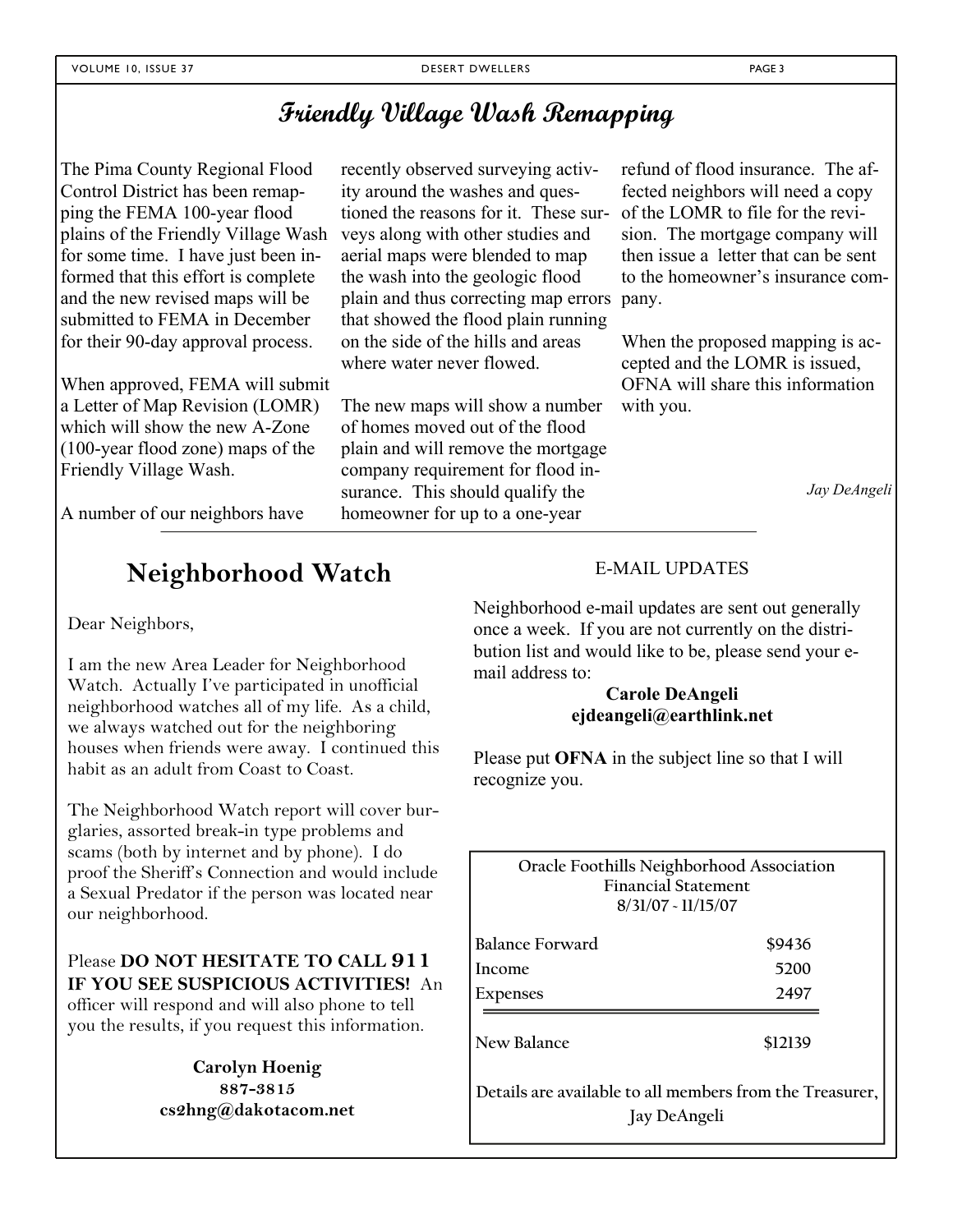## Friendly Village Wash Remapping

The Pima County Regional Flood Control District has been remapping the FEMA 100-year flood plains of the Friendly Village Wash for some time. I have just been informed that this effort is complete and the new revised maps will be submitted to FEMA in December for their 90-day approval process.

When approved, FEMA will submit a Letter of Map Revision (LOMR) which will show the new A-Zone (100-year flood zone) maps of the Friendly Village Wash.

A number of our neighbors have recently observed surveying activity around the washes and questioned the reasons for it. These surveys along with other studies and aerial maps were blended to map the wash into the geologic flood plain and thus correcting map errors that showed the flood plain running on the side of the hills and areas where water never flowed.

The new maps will show a number of homes moved out of the flood plain and will remove the mortgage company requirement for flood insurance. This should qualify the homeowner for up to a one-year refund of flood insurance. The affected neighbors will need a copy of the LOMR to file for the revision. The mortgage company will then issue a letter that can be sent to the homeowner's insurance company.

When the proposed mapping is accepted and the LOMR is issued, OFNA will share this information with you.

*Jay DeAngeli*

## Neighborhood Watch

Dear Neighbors,

I am the new Area Leader for Neighborhood Watch. Actually I've participated in unofficial neighborhood watches all of my life. As a child, we always watched out for the neighboring houses when friends were away. I continued this habit as an adult from Coast to Coast.

The Neighborhood Watch report will cover burglaries, assorted break-in type problems and scams (both by internet and by phone). I do proof the Sheriff's Connection and would include a Sexual Predator if the person was located near our neighborhood.

Please **DO NOT HESITATE TO CALL 911 IF YOU SEE SUSPICIOUS ACTIVITIES!** An officer will respond and will also phone to tell you the results, if you request this information.

**Carolyn Hoenig**
**887-3815**
**cs2hng@dakotacom.net**

### E-MAIL UPDATES

Neighborhood e-mail updates are sent out generally once a week. If you are not currently on the distribution list and would like to be, please send your e-mail address to:

**Carole DeAngeli**
**ejdeangeli@earthlink.net**

Please put **OFNA** in the subject line so that I will recognize you.

**Oracle Foothills Neighborhood Association**
**Financial Statement**
**8/31/07 - 11/15/07**

| | |
|---|---|
| Balance Forward | $9436 |
| Income | 5200 |
| Expenses | 2497 |
| New Balance | $12139 |

Details are available to all members from the Treasurer, Jay DeAngeli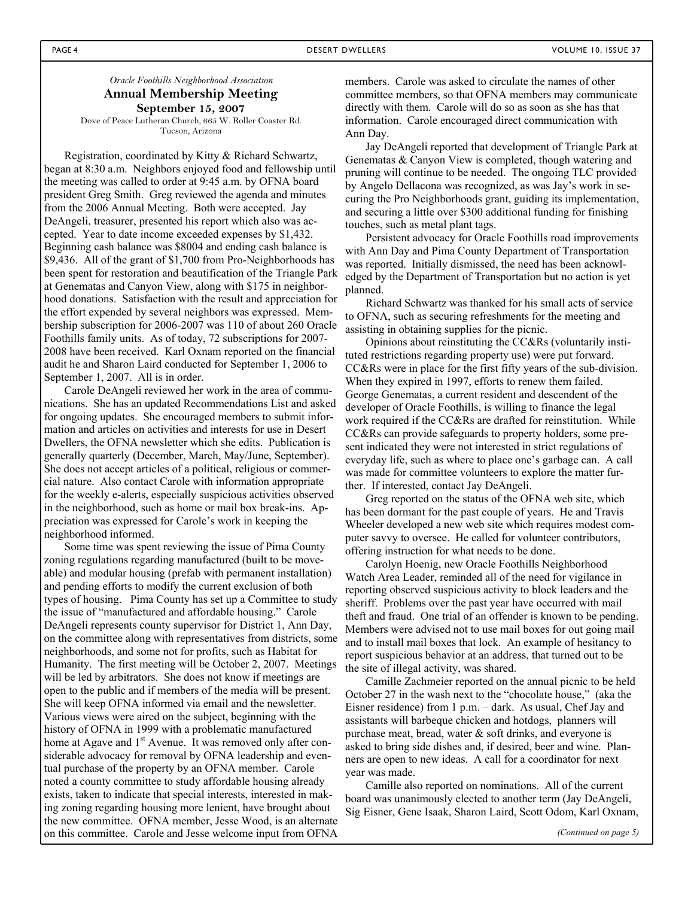*Oracle Foothills Neighborhood Association*

## Annual Membership Meeting

**September 15, 2007**

Dove of Peace Lutheran Church, 665 W. Roller Coaster Rd.
Tucson, Arizona

Registration, coordinated by Kitty & Richard Schwartz, began at 8:30 a.m. Neighbors enjoyed food and fellowship until the meeting was called to order at 9:45 a.m. by OFNA board president Greg Smith. Greg reviewed the agenda and minutes from the 2006 Annual Meeting. Both were accepted. Jay DeAngeli, treasurer, presented his report which also was accepted. Year to date income exceeded expenses by $1,432. Beginning cash balance was $8004 and ending cash balance is $9,436. All of the grant of $1,700 from Pro-Neighborhoods has been spent for restoration and beautification of the Triangle Park at Genematas and Canyon View, along with $175 in neighborhood donations. Satisfaction with the result and appreciation for the effort expended by several neighbors was expressed. Membership subscription for 2006-2007 was 110 of about 260 Oracle Foothills family units. As of today, 72 subscriptions for 2007-2008 have been received. Karl Oxnam reported on the financial audit he and Sharon Laird conducted for September 1, 2006 to September 1, 2007. All is in order.

Carole DeAngeli reviewed her work in the area of communications. She has an updated Recommendations List and asked for ongoing updates. She encouraged members to submit information and articles on activities and interests for use in Desert Dwellers, the OFNA newsletter which she edits. Publication is generally quarterly (December, March, May/June, September). She does not accept articles of a political, religious or commercial nature. Also contact Carole with information appropriate for the weekly e-alerts, especially suspicious activities observed in the neighborhood, such as home or mail box break-ins. Appreciation was expressed for Carole's work in keeping the neighborhood informed.

Some time was spent reviewing the issue of Pima County zoning regulations regarding manufactured (built to be moveable) and modular housing (prefab with permanent installation) and pending efforts to modify the current exclusion of both types of housing. Pima County has set up a Committee to study the issue of "manufactured and affordable housing." Carole DeAngeli represents county supervisor for District 1, Ann Day, on the committee along with representatives from districts, some neighborhoods, and some not for profits, such as Habitat for Humanity. The first meeting will be October 2, 2007. Meetings will be led by arbitrators. She does not know if meetings are open to the public and if members of the media will be present. She will keep OFNA informed via email and the newsletter. Various views were aired on the subject, beginning with the history of OFNA in 1999 with a problematic manufactured home at Agave and 1st Avenue. It was removed only after considerable advocacy for removal by OFNA leadership and eventual purchase of the property by an OFNA member. Carole noted a county committee to study affordable housing already exists, taken to indicate that special interests, interested in making zoning regarding housing more lenient, have brought about the new committee. OFNA member, Jesse Wood, is an alternate on this committee. Carole and Jesse welcome input from OFNA members. Carole was asked to circulate the names of other committee members, so that OFNA members may communicate directly with them. Carole will do so as soon as she has that information. Carole encouraged direct communication with Ann Day.

Jay DeAngeli reported that development of Triangle Park at Genematas & Canyon View is completed, though watering and pruning will continue to be needed. The ongoing TLC provided by Angelo Dellacona was recognized, as was Jay's work in securing the Pro Neighborhoods grant, guiding its implementation, and securing a little over $300 additional funding for finishing touches, such as metal plant tags.

Persistent advocacy for Oracle Foothills road improvements with Ann Day and Pima County Department of Transportation was reported. Initially dismissed, the need has been acknowledged by the Department of Transportation but no action is yet planned.

Richard Schwartz was thanked for his small acts of service to OFNA, such as securing refreshments for the meeting and assisting in obtaining supplies for the picnic.

Opinions about reinstituting the CC&Rs (voluntarily instituted restrictions regarding property use) were put forward. CC&Rs were in place for the first fifty years of the sub-division. When they expired in 1997, efforts to renew them failed. George Genematas, a current resident and descendent of the developer of Oracle Foothills, is willing to finance the legal work required if the CC&Rs are drafted for reinstitution. While CC&Rs can provide safeguards to property holders, some present indicated they were not interested in strict regulations of everyday life, such as where to place one's garbage can. A call was made for committee volunteers to explore the matter further. If interested, contact Jay DeAngeli.

Greg reported on the status of the OFNA web site, which has been dormant for the past couple of years. He and Travis Wheeler developed a new web site which requires modest computer savvy to oversee. He called for volunteer contributors, offering instruction for what needs to be done.

Carolyn Hoenig, new Oracle Foothills Neighborhood Watch Area Leader, reminded all of the need for vigilance in reporting observed suspicious activity to block leaders and the sheriff. Problems over the past year have occurred with mail theft and fraud. One trial of an offender is known to be pending. Members were advised not to use mail boxes for out going mail and to install mail boxes that lock. An example of hesitancy to report suspicious behavior at an address, that turned out to be the site of illegal activity, was shared.

Camille Zachmeier reported on the annual picnic to be held October 27 in the wash next to the "chocolate house," (aka the Eisner residence) from 1 p.m. – dark. As usual, Chef Jay and assistants will barbeque chicken and hotdogs, planners will purchase meat, bread, water & soft drinks, and everyone is asked to bring side dishes and, if desired, beer and wine. Planners are open to new ideas. A call for a coordinator for next year was made.

Camille also reported on nominations. All of the current board was unanimously elected to another term (Jay DeAngeli, Sig Eisner, Gene Isaak, Sharon Laird, Scott Odom, Karl Oxnam,

*(Continued on page 5)*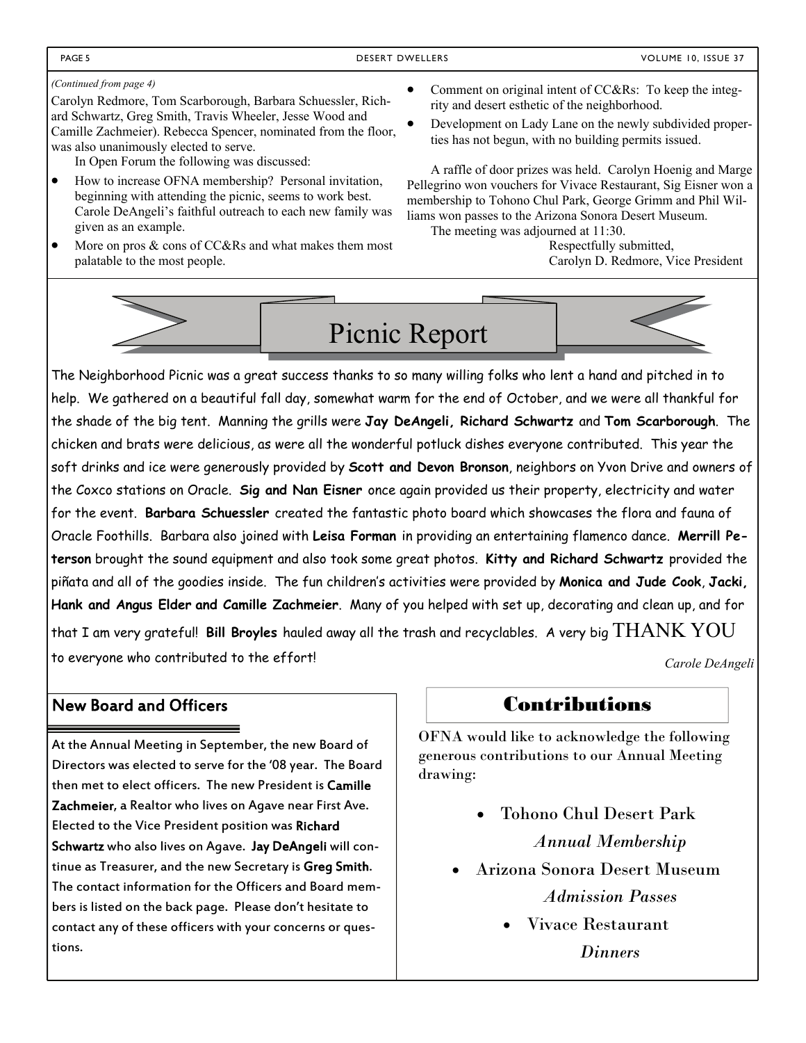*(Continued from page 4)*

Carolyn Redmore, Tom Scarborough, Barbara Schuessler, Richard Schwartz, Greg Smith, Travis Wheeler, Jesse Wood and Camille Zachmeier). Rebecca Spencer, nominated from the floor, was also unanimously elected to serve.

In Open Forum the following was discussed:

- How to increase OFNA membership? Personal invitation, beginning with attending the picnic, seems to work best. Carole DeAngeli's faithful outreach to each new family was given as an example.
- More on pros & cons of CC&Rs and what makes them most palatable to the most people.
- Comment on original intent of CC&Rs: To keep the integrity and desert esthetic of the neighborhood.
- Development on Lady Lane on the newly subdivided properties has not begun, with no building permits issued.

A raffle of door prizes was held. Carolyn Hoenig and Marge Pellegrino won vouchers for Vivace Restaurant, Sig Eisner won a membership to Tohono Chul Park, George Grimm and Phil Williams won passes to the Arizona Sonora Desert Museum.

The meeting was adjourned at 11:30.

Respectfully submitted,
Carolyn D. Redmore, Vice President

# Picnic Report

The Neighborhood Picnic was a great success thanks to so many willing folks who lent a hand and pitched in to help. We gathered on a beautiful fall day, somewhat warm for the end of October, and we were all thankful for the shade of the big tent. Manning the grills were **Jay DeAngeli, Richard Schwartz** and **Tom Scarborough**. The chicken and brats were delicious, as were all the wonderful potluck dishes everyone contributed. This year the soft drinks and ice were generously provided by **Scott and Devon Bronson**, neighbors on Yvon Drive and owners of the Coxco stations on Oracle. **Sig and Nan Eisner** once again provided us their property, electricity and water for the event. **Barbara Schuessler** created the fantastic photo board which showcases the flora and fauna of Oracle Foothills. Barbara also joined with **Leisa Forman** in providing an entertaining flamenco dance. **Merrill Peterson** brought the sound equipment and also took some great photos. **Kitty and Richard Schwartz** provided the piñata and all of the goodies inside. The fun children's activities were provided by **Monica and Jude Cook**, **Jacki, Hank and Angus Elder and Camille Zachmeier**. Many of you helped with set up, decorating and clean up, and for that I am very grateful! **Bill Broyles** hauled away all the trash and recyclables. A very big THANK YOU to everyone who contributed to the effort!

*Carole DeAngeli*

## New Board and Officers

At the Annual Meeting in September, the new Board of Directors was elected to serve for the '08 year. The Board then met to elect officers. The new President is **Camille Zachmeier**, a Realtor who lives on Agave near First Ave. Elected to the Vice President position was **Richard Schwartz** who also lives on Agave. **Jay DeAngeli** will continue as Treasurer, and the new Secretary is **Greg Smith**. The contact information for the Officers and Board members is listed on the back page. Please don't hesitate to contact any of these officers with your concerns or questions.

## Contributions

OFNA would like to acknowledge the following generous contributions to our Annual Meeting drawing:

- Tohono Chul Desert Park
  *Annual Membership*
- Arizona Sonora Desert Museum
  *Admission Passes*
- Vivace Restaurant
  *Dinners*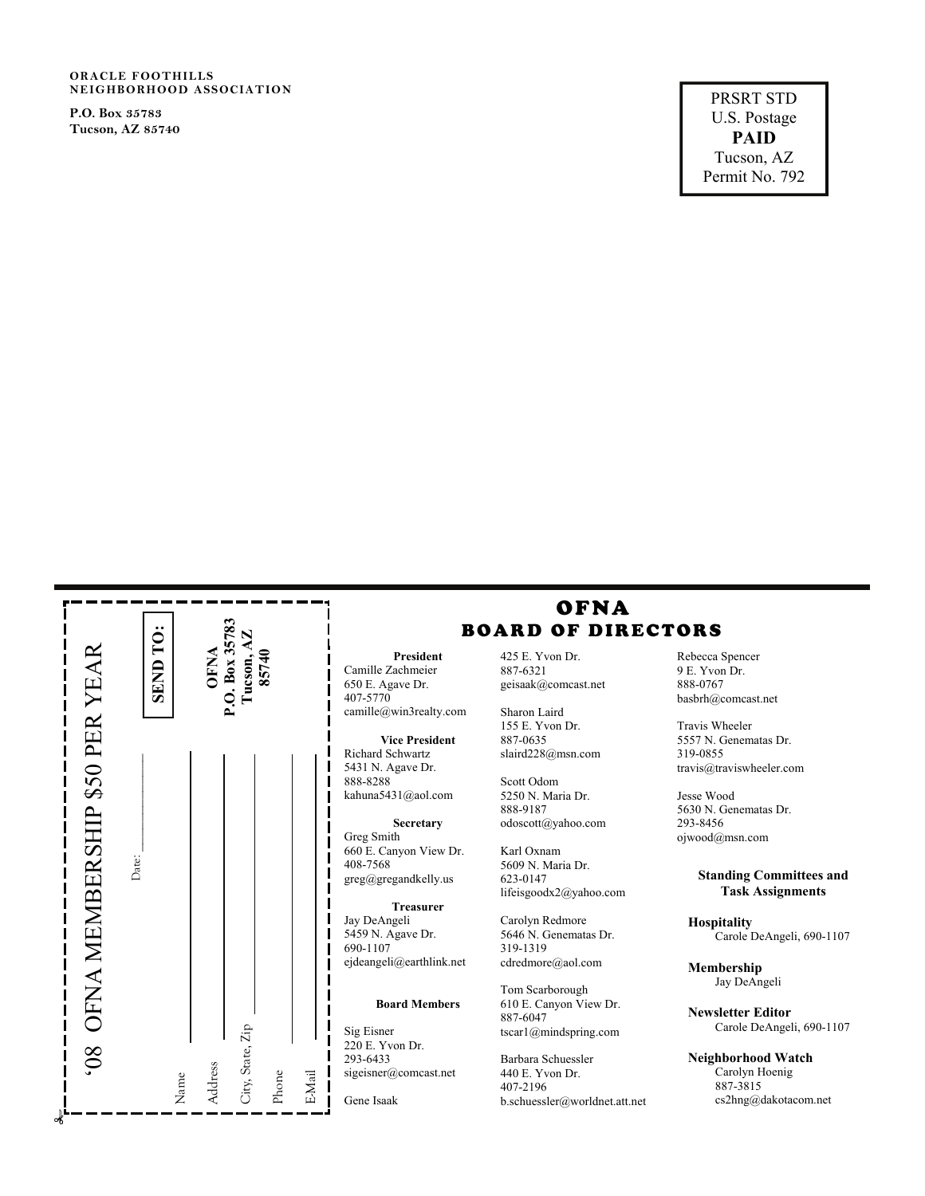**ORACLE FOOTHILLS NEIGHBORHOOD ASSOCIATION**

**P.O. Box 35783**
**Tucson, AZ 85740**

PRSRT STD
U.S. Postage
**PAID**
Tucson, AZ
Permit No. 792

‘08 OFNA MEMBERSHIP $50 PER YEAR

Date: ____________

**SEND TO:**

**OFNA**
**P.O. Box 35783**
**Tucson, AZ**
**85740**

Name ____________

Address ____________

City, State, Zip ____________

Phone ____________

E-Mail ____________

# OFNA
## BOARD OF DIRECTORS

**President**
Camille Zachmeier
650 E. Agave Dr.
407-5770
camille@win3realty.com

**Vice President**
Richard Schwartz
5431 N. Agave Dr.
888-8288
kahuna5431@aol.com

**Secretary**
Greg Smith
660 E. Canyon View Dr.
408-7568
greg@gregandkelly.us

**Treasurer**
Jay DeAngeli
5459 N. Agave Dr.
690-1107
ejdeangeli@earthlink.net

**Board Members**

Sig Eisner
220 E. Yvon Dr.
293-6433
sigeisner@comcast.net

Gene Isaak
425 E. Yvon Dr.
887-6321
geisaak@comcast.net

Sharon Laird
155 E. Yvon Dr.
887-0635
slaird228@msn.com

Scott Odom
5250 N. Maria Dr.
888-9187
odoscott@yahoo.com

Karl Oxnam
5609 N. Maria Dr.
623-0147
lifeisgoodx2@yahoo.com

Carolyn Redmore
5646 N. Genematas Dr.
319-1319
cdredmore@aol.com

Tom Scarborough
610 E. Canyon View Dr.
887-6047
tscar1@mindspring.com

Barbara Schuessler
440 E. Yvon Dr.
407-2196
b.schuessler@worldnet.att.net

Rebecca Spencer
9 E. Yvon Dr.
888-0767
basbrh@comcast.net

Travis Wheeler
5557 N. Genematas Dr.
319-0855
travis@traviswheeler.com

Jesse Wood
5630 N. Genematas Dr.
293-8456
ojwood@msn.com

**Standing Committees and Task Assignments**

**Hospitality**
Carole DeAngeli, 690-1107

**Membership**
Jay DeAngeli

**Newsletter Editor**
Carole DeAngeli, 690-1107

**Neighborhood Watch**
Carolyn Hoenig
887-3815
cs2hng@dakotacom.net